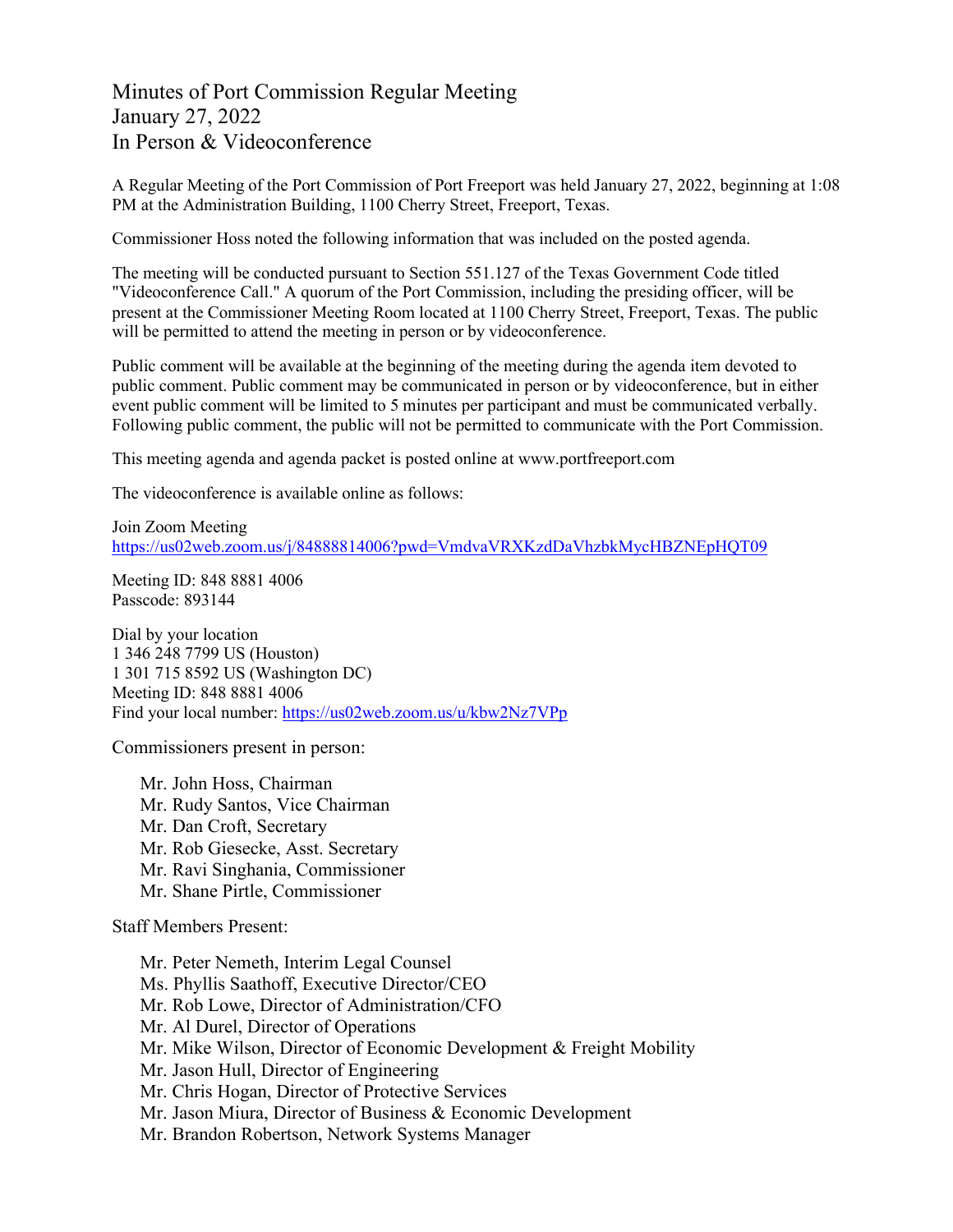# Minutes of Port Commission Regular Meeting
# January 27, 2022
# In Person & Videoconference

A Regular Meeting of the Port Commission of Port Freeport was held January 27, 2022, beginning at 1:08 PM at the Administration Building, 1100 Cherry Street, Freeport, Texas.

Commissioner Hoss noted the following information that was included on the posted agenda.

The meeting will be conducted pursuant to Section 551.127 of the Texas Government Code titled "Videoconference Call." A quorum of the Port Commission, including the presiding officer, will be present at the Commissioner Meeting Room located at 1100 Cherry Street, Freeport, Texas. The public will be permitted to attend the meeting in person or by videoconference.

Public comment will be available at the beginning of the meeting during the agenda item devoted to public comment. Public comment may be communicated in person or by videoconference, but in either event public comment will be limited to 5 minutes per participant and must be communicated verbally. Following public comment, the public will not be permitted to communicate with the Port Commission.

This meeting agenda and agenda packet is posted online at www.portfreeport.com

The videoconference is available online as follows:

Join Zoom Meeting
https://us02web.zoom.us/j/84888814006?pwd=VmdvaVRXKzdDaVhzbkMycHBZNEpHQT09

Meeting ID: 848 8881 4006
Passcode: 893144

Dial by your location
1 346 248 7799 US (Houston)
1 301 715 8592 US (Washington DC)
Meeting ID: 848 8881 4006
Find your local number: https://us02web.zoom.us/u/kbw2Nz7VPp

Commissioners present in person:

- Mr. John Hoss, Chairman
- Mr. Rudy Santos, Vice Chairman
- Mr. Dan Croft, Secretary
- Mr. Rob Giesecke, Asst. Secretary
- Mr. Ravi Singhania, Commissioner
- Mr. Shane Pirtle, Commissioner

Staff Members Present:

- Mr. Peter Nemeth, Interim Legal Counsel
- Ms. Phyllis Saathoff, Executive Director/CEO
- Mr. Rob Lowe, Director of Administration/CFO
- Mr. Al Durel, Director of Operations
- Mr. Mike Wilson, Director of Economic Development & Freight Mobility
- Mr. Jason Hull, Director of Engineering
- Mr. Chris Hogan, Director of Protective Services
- Mr. Jason Miura, Director of Business & Economic Development
- Mr. Brandon Robertson, Network Systems Manager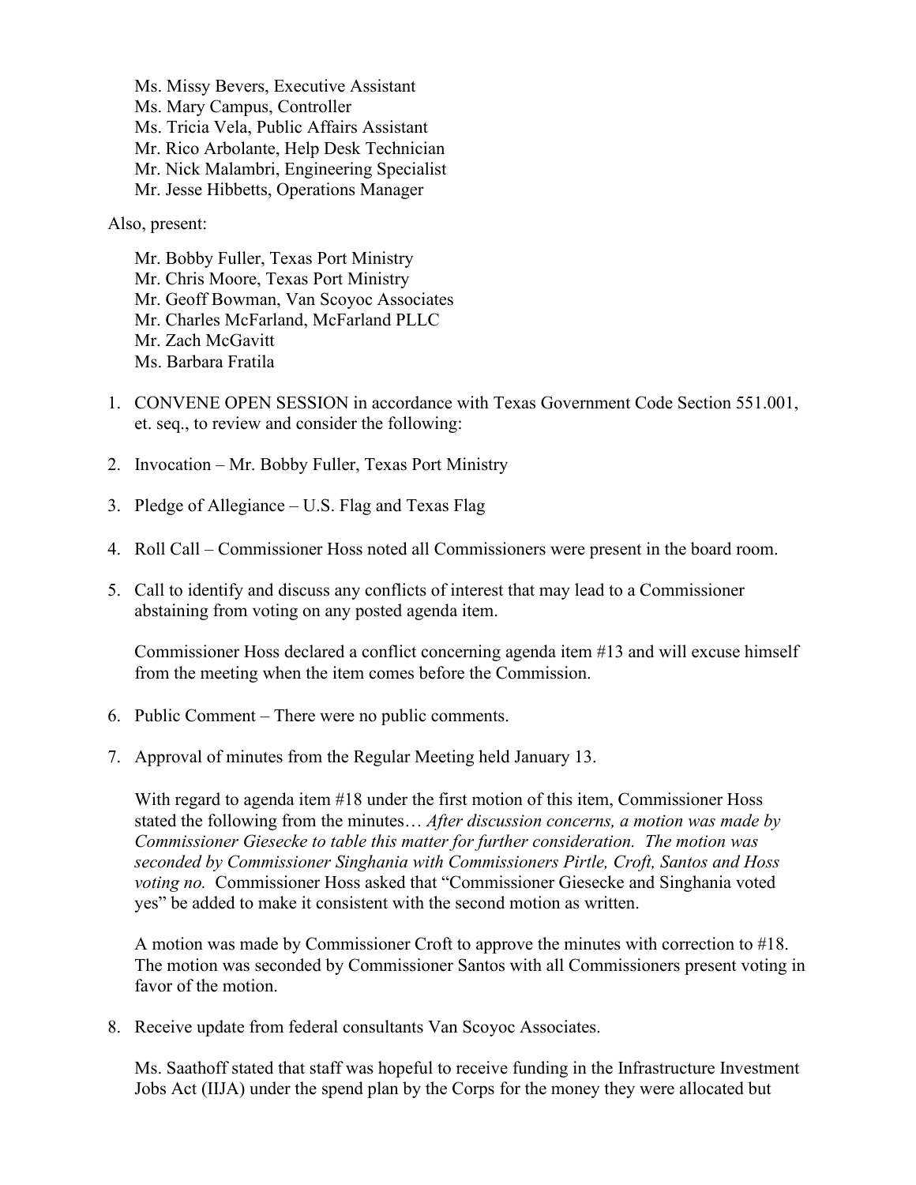Ms. Missy Bevers, Executive Assistant
Ms. Mary Campus, Controller
Ms. Tricia Vela, Public Affairs Assistant
Mr. Rico Arbolante, Help Desk Technician
Mr. Nick Malambri, Engineering Specialist
Mr. Jesse Hibbetts, Operations Manager

Also, present:

Mr. Bobby Fuller, Texas Port Ministry
Mr. Chris Moore, Texas Port Ministry
Mr. Geoff Bowman, Van Scoyoc Associates
Mr. Charles McFarland, McFarland PLLC
Mr. Zach McGavitt
Ms. Barbara Fratila

1. CONVENE OPEN SESSION in accordance with Texas Government Code Section 551.001, et. seq., to review and consider the following:

2. Invocation – Mr. Bobby Fuller, Texas Port Ministry

3. Pledge of Allegiance – U.S. Flag and Texas Flag

4. Roll Call – Commissioner Hoss noted all Commissioners were present in the board room.

5. Call to identify and discuss any conflicts of interest that may lead to a Commissioner abstaining from voting on any posted agenda item.

   Commissioner Hoss declared a conflict concerning agenda item #13 and will excuse himself from the meeting when the item comes before the Commission.

6. Public Comment – There were no public comments.

7. Approval of minutes from the Regular Meeting held January 13.

   With regard to agenda item #18 under the first motion of this item, Commissioner Hoss stated the following from the minutes… *After discussion concerns, a motion was made by Commissioner Giesecke to table this matter for further consideration. The motion was seconded by Commissioner Singhania with Commissioners Pirtle, Croft, Santos and Hoss voting no.* Commissioner Hoss asked that "Commissioner Giesecke and Singhania voted yes" be added to make it consistent with the second motion as written.

   A motion was made by Commissioner Croft to approve the minutes with correction to #18. The motion was seconded by Commissioner Santos with all Commissioners present voting in favor of the motion.

8. Receive update from federal consultants Van Scoyoc Associates.

   Ms. Saathoff stated that staff was hopeful to receive funding in the Infrastructure Investment Jobs Act (IIJA) under the spend plan by the Corps for the money they were allocated but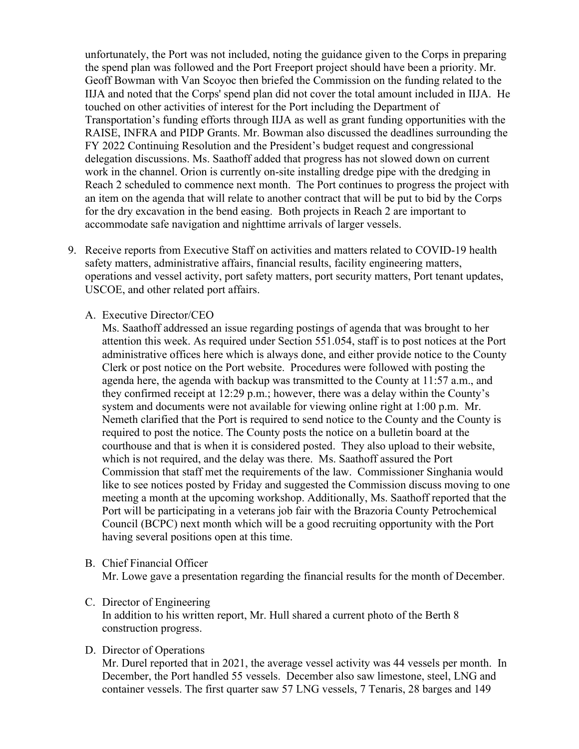unfortunately, the Port was not included, noting the guidance given to the Corps in preparing the spend plan was followed and the Port Freeport project should have been a priority. Mr. Geoff Bowman with Van Scoyoc then briefed the Commission on the funding related to the IIJA and noted that the Corps' spend plan did not cover the total amount included in IIJA. He touched on other activities of interest for the Port including the Department of Transportation's funding efforts through IIJA as well as grant funding opportunities with the RAISE, INFRA and PIDP Grants. Mr. Bowman also discussed the deadlines surrounding the FY 2022 Continuing Resolution and the President's budget request and congressional delegation discussions. Ms. Saathoff added that progress has not slowed down on current work in the channel. Orion is currently on-site installing dredge pipe with the dredging in Reach 2 scheduled to commence next month. The Port continues to progress the project with an item on the agenda that will relate to another contract that will be put to bid by the Corps for the dry excavation in the bend easing. Both projects in Reach 2 are important to accommodate safe navigation and nighttime arrivals of larger vessels.

9. Receive reports from Executive Staff on activities and matters related to COVID-19 health safety matters, administrative affairs, financial results, facility engineering matters, operations and vessel activity, port safety matters, port security matters, Port tenant updates, USCOE, and other related port affairs.

   A. Executive Director/CEO
   Ms. Saathoff addressed an issue regarding postings of agenda that was brought to her attention this week. As required under Section 551.054, staff is to post notices at the Port administrative offices here which is always done, and either provide notice to the County Clerk or post notice on the Port website. Procedures were followed with posting the agenda here, the agenda with backup was transmitted to the County at 11:57 a.m., and they confirmed receipt at 12:29 p.m.; however, there was a delay within the County's system and documents were not available for viewing online right at 1:00 p.m. Mr. Nemeth clarified that the Port is required to send notice to the County and the County is required to post the notice. The County posts the notice on a bulletin board at the courthouse and that is when it is considered posted. They also upload to their website, which is not required, and the delay was there. Ms. Saathoff assured the Port Commission that staff met the requirements of the law. Commissioner Singhania would like to see notices posted by Friday and suggested the Commission discuss moving to one meeting a month at the upcoming workshop. Additionally, Ms. Saathoff reported that the Port will be participating in a veterans job fair with the Brazoria County Petrochemical Council (BCPC) next month which will be a good recruiting opportunity with the Port having several positions open at this time.

   B. Chief Financial Officer
   Mr. Lowe gave a presentation regarding the financial results for the month of December.

   C. Director of Engineering
   In addition to his written report, Mr. Hull shared a current photo of the Berth 8 construction progress.

   D. Director of Operations
   Mr. Durel reported that in 2021, the average vessel activity was 44 vessels per month. In December, the Port handled 55 vessels. December also saw limestone, steel, LNG and container vessels. The first quarter saw 57 LNG vessels, 7 Tenaris, 28 barges and 149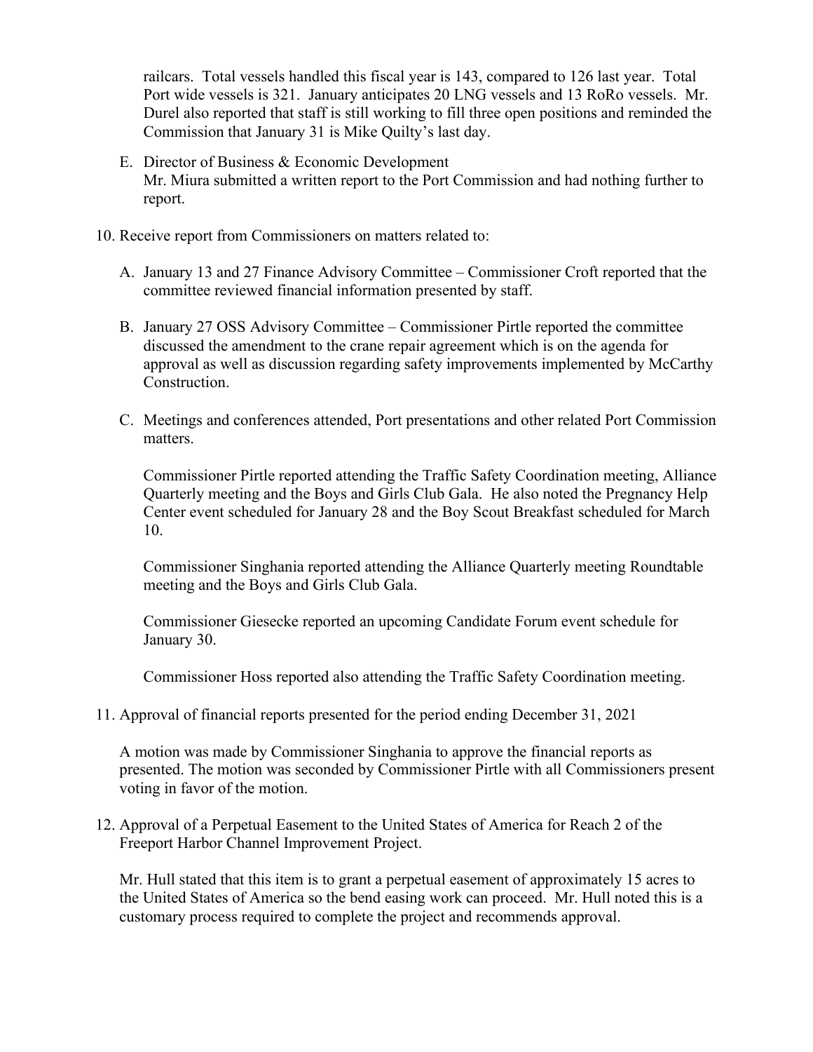railcars. Total vessels handled this fiscal year is 143, compared to 126 last year. Total Port wide vessels is 321. January anticipates 20 LNG vessels and 13 RoRo vessels. Mr. Durel also reported that staff is still working to fill three open positions and reminded the Commission that January 31 is Mike Quilty's last day.

E. Director of Business & Economic Development
   Mr. Miura submitted a written report to the Port Commission and had nothing further to report.

10. Receive report from Commissioners on matters related to:

    A. January 13 and 27 Finance Advisory Committee – Commissioner Croft reported that the committee reviewed financial information presented by staff.

    B. January 27 OSS Advisory Committee – Commissioner Pirtle reported the committee discussed the amendment to the crane repair agreement which is on the agenda for approval as well as discussion regarding safety improvements implemented by McCarthy Construction.

    C. Meetings and conferences attended, Port presentations and other related Port Commission matters.

       Commissioner Pirtle reported attending the Traffic Safety Coordination meeting, Alliance Quarterly meeting and the Boys and Girls Club Gala. He also noted the Pregnancy Help Center event scheduled for January 28 and the Boy Scout Breakfast scheduled for March 10.

       Commissioner Singhania reported attending the Alliance Quarterly meeting Roundtable meeting and the Boys and Girls Club Gala.

       Commissioner Giesecke reported an upcoming Candidate Forum event schedule for January 30.

       Commissioner Hoss reported also attending the Traffic Safety Coordination meeting.

11. Approval of financial reports presented for the period ending December 31, 2021

    A motion was made by Commissioner Singhania to approve the financial reports as presented. The motion was seconded by Commissioner Pirtle with all Commissioners present voting in favor of the motion.

12. Approval of a Perpetual Easement to the United States of America for Reach 2 of the Freeport Harbor Channel Improvement Project.

    Mr. Hull stated that this item is to grant a perpetual easement of approximately 15 acres to the United States of America so the bend easing work can proceed. Mr. Hull noted this is a customary process required to complete the project and recommends approval.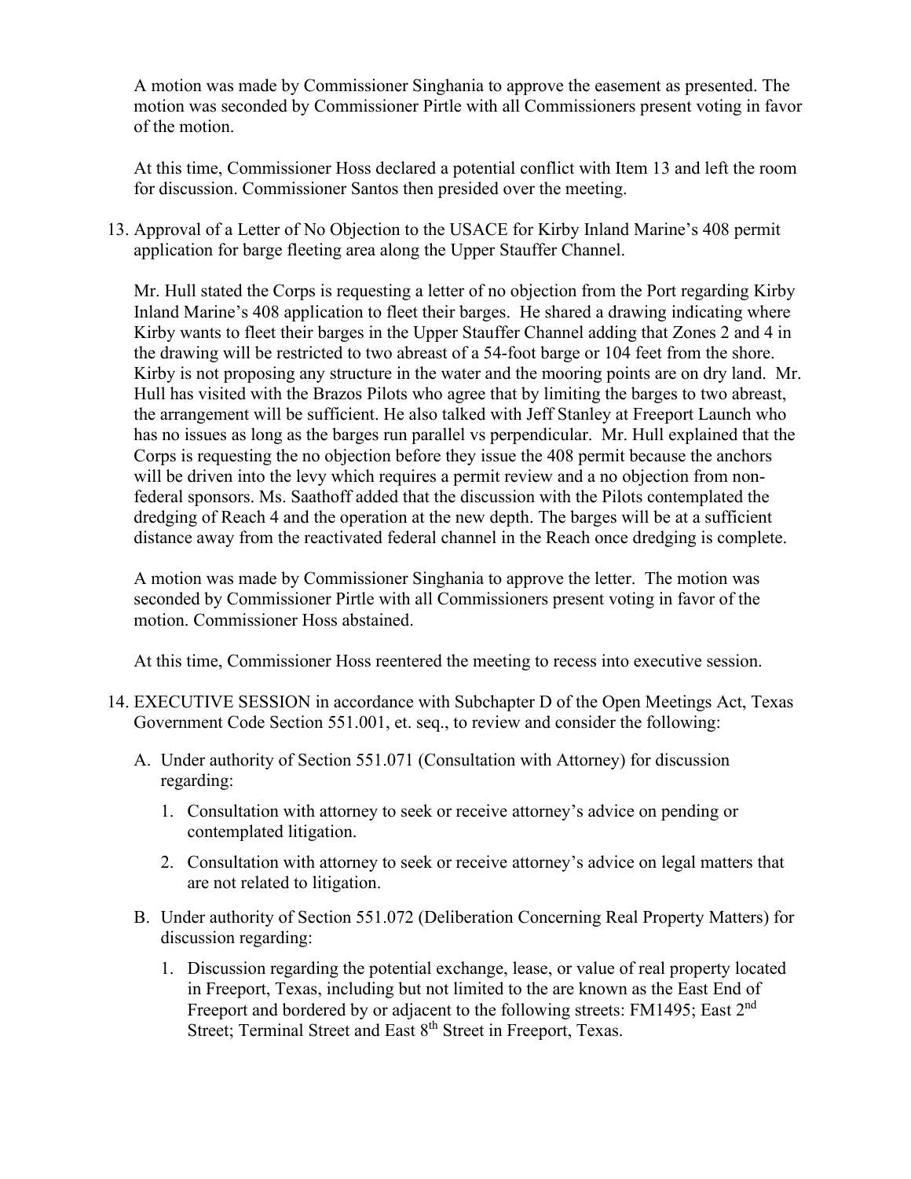A motion was made by Commissioner Singhania to approve the easement as presented. The motion was seconded by Commissioner Pirtle with all Commissioners present voting in favor of the motion.

At this time, Commissioner Hoss declared a potential conflict with Item 13 and left the room for discussion. Commissioner Santos then presided over the meeting.

13. Approval of a Letter of No Objection to the USACE for Kirby Inland Marine's 408 permit application for barge fleeting area along the Upper Stauffer Channel.

    Mr. Hull stated the Corps is requesting a letter of no objection from the Port regarding Kirby Inland Marine's 408 application to fleet their barges. He shared a drawing indicating where Kirby wants to fleet their barges in the Upper Stauffer Channel adding that Zones 2 and 4 in the drawing will be restricted to two abreast of a 54-foot barge or 104 feet from the shore. Kirby is not proposing any structure in the water and the mooring points are on dry land. Mr. Hull has visited with the Brazos Pilots who agree that by limiting the barges to two abreast, the arrangement will be sufficient. He also talked with Jeff Stanley at Freeport Launch who has no issues as long as the barges run parallel vs perpendicular. Mr. Hull explained that the Corps is requesting the no objection before they issue the 408 permit because the anchors will be driven into the levy which requires a permit review and a no objection from non-federal sponsors. Ms. Saathoff added that the discussion with the Pilots contemplated the dredging of Reach 4 and the operation at the new depth. The barges will be at a sufficient distance away from the reactivated federal channel in the Reach once dredging is complete.

    A motion was made by Commissioner Singhania to approve the letter. The motion was seconded by Commissioner Pirtle with all Commissioners present voting in favor of the motion. Commissioner Hoss abstained.

    At this time, Commissioner Hoss reentered the meeting to recess into executive session.

14. EXECUTIVE SESSION in accordance with Subchapter D of the Open Meetings Act, Texas Government Code Section 551.001, et. seq., to review and consider the following:

    A. Under authority of Section 551.071 (Consultation with Attorney) for discussion regarding:

        1. Consultation with attorney to seek or receive attorney's advice on pending or contemplated litigation.

        2. Consultation with attorney to seek or receive attorney's advice on legal matters that are not related to litigation.

    B. Under authority of Section 551.072 (Deliberation Concerning Real Property Matters) for discussion regarding:

        1. Discussion regarding the potential exchange, lease, or value of real property located in Freeport, Texas, including but not limited to the are known as the East End of Freeport and bordered by or adjacent to the following streets: FM1495; East 2nd Street; Terminal Street and East 8th Street in Freeport, Texas.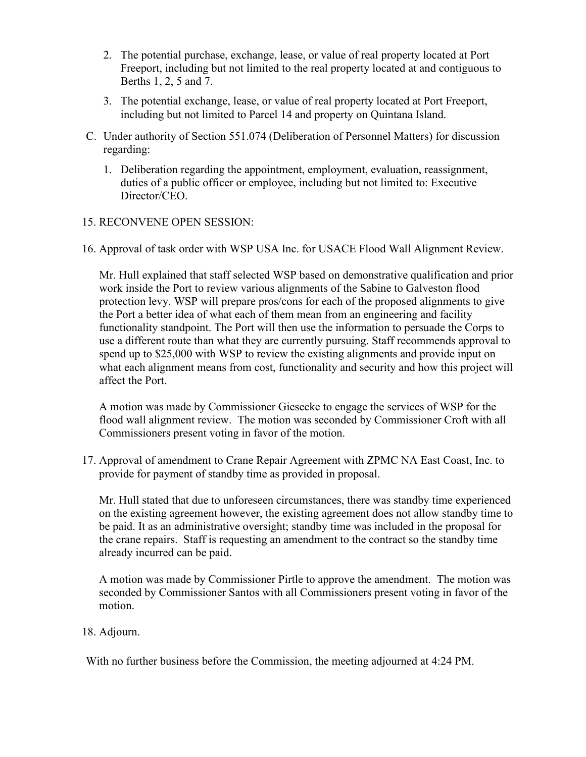2. The potential purchase, exchange, lease, or value of real property located at Port Freeport, including but not limited to the real property located at and contiguous to Berths 1, 2, 5 and 7.

3. The potential exchange, lease, or value of real property located at Port Freeport, including but not limited to Parcel 14 and property on Quintana Island.

C. Under authority of Section 551.074 (Deliberation of Personnel Matters) for discussion regarding:

   1. Deliberation regarding the appointment, employment, evaluation, reassignment, duties of a public officer or employee, including but not limited to: Executive Director/CEO.

15. RECONVENE OPEN SESSION:

16. Approval of task order with WSP USA Inc. for USACE Flood Wall Alignment Review.

    Mr. Hull explained that staff selected WSP based on demonstrative qualification and prior work inside the Port to review various alignments of the Sabine to Galveston flood protection levy. WSP will prepare pros/cons for each of the proposed alignments to give the Port a better idea of what each of them mean from an engineering and facility functionality standpoint. The Port will then use the information to persuade the Corps to use a different route than what they are currently pursuing. Staff recommends approval to spend up to $25,000 with WSP to review the existing alignments and provide input on what each alignment means from cost, functionality and security and how this project will affect the Port.

    A motion was made by Commissioner Giesecke to engage the services of WSP for the flood wall alignment review. The motion was seconded by Commissioner Croft with all Commissioners present voting in favor of the motion.

17. Approval of amendment to Crane Repair Agreement with ZPMC NA East Coast, Inc. to provide for payment of standby time as provided in proposal.

    Mr. Hull stated that due to unforeseen circumstances, there was standby time experienced on the existing agreement however, the existing agreement does not allow standby time to be paid. It as an administrative oversight; standby time was included in the proposal for the crane repairs. Staff is requesting an amendment to the contract so the standby time already incurred can be paid.

    A motion was made by Commissioner Pirtle to approve the amendment. The motion was seconded by Commissioner Santos with all Commissioners present voting in favor of the motion.

18. Adjourn.

With no further business before the Commission, the meeting adjourned at 4:24 PM.